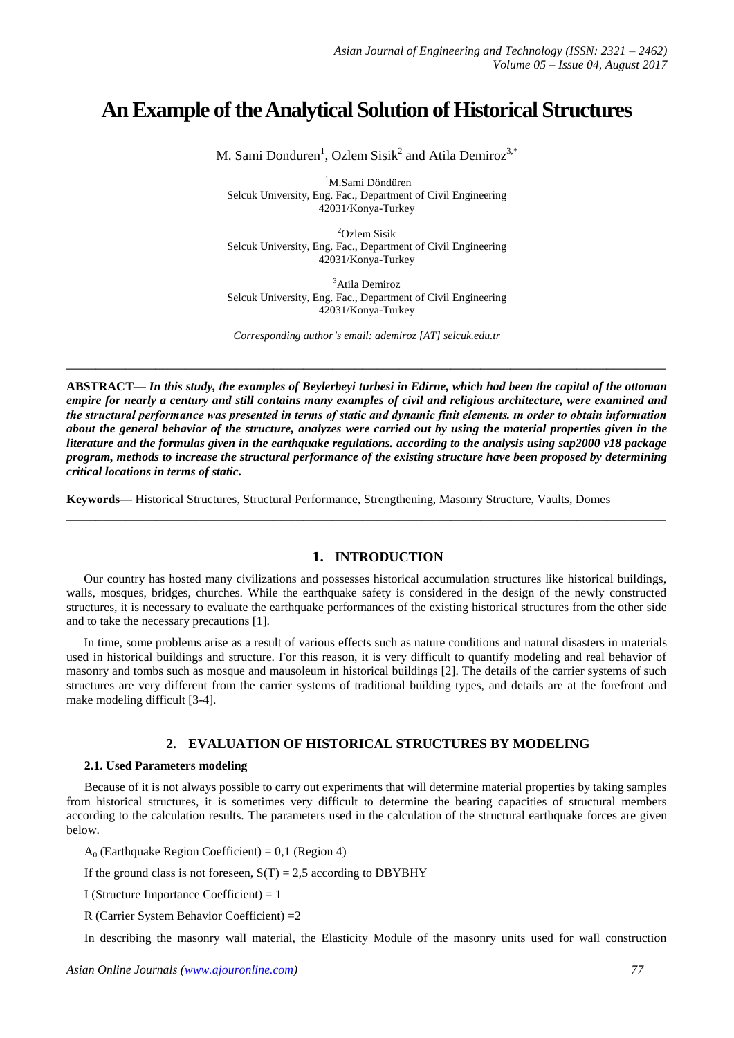# An Example of the Analytical Solution of Historical Structures

M. Sami Donduren[1], Ozlem Sisik[2] and Atila Demiroz[3,*]

[1]M.Sami Döndüren
Selcuk University, Eng. Fac., Department of Civil Engineering
42031/Konya-Turkey

[2]Ozlem Sisik
Selcuk University, Eng. Fac., Department of Civil Engineering
42031/Konya-Turkey

[3]Atila Demiroz
Selcuk University, Eng. Fac., Department of Civil Engineering
42031/Konya-Turkey

*Corresponding author's email: ademiroz [AT] selcuk.edu.tr*

---

**ABSTRACT—** ***In this study, the examples of Beylerbeyi turbesi in Edirne, which had been the capital of the ottoman empire for nearly a century and still contains many examples of civil and religious architecture, were examined and the structural performance was presented in terms of static and dynamic finit elements. ın order to obtain information about the general behavior of the structure, analyzes were carried out by using the material properties given in the literature and the formulas given in the earthquake regulations. according to the analysis using sap2000 v18 package program, methods to increase the structural performance of the existing structure have been proposed by determining critical locations in terms of static.***

**Keywords—** Historical Structures, Structural Performance, Strengthening, Masonry Structure, Vaults, Domes

---

## 1. INTRODUCTION

Our country has hosted many civilizations and possesses historical accumulation structures like historical buildings, walls, mosques, bridges, churches. While the earthquake safety is considered in the design of the newly constructed structures, it is necessary to evaluate the earthquake performances of the existing historical structures from the other side and to take the necessary precautions [1].

In time, some problems arise as a result of various effects such as nature conditions and natural disasters in materials used in historical buildings and structure. For this reason, it is very difficult to quantify modeling and real behavior of masonry and tombs such as mosque and mausoleum in historical buildings [2]. The details of the carrier systems of such structures are very different from the carrier systems of traditional building types, and details are at the forefront and make modeling difficult [3-4].

## 2. EVALUATION OF HISTORICAL STRUCTURES BY MODELING

### 2.1. Used Parameters modeling

Because of it is not always possible to carry out experiments that will determine material properties by taking samples from historical structures, it is sometimes very difficult to determine the bearing capacities of structural members according to the calculation results. The parameters used in the calculation of the structural earthquake forces are given below.

$A_0$ (Earthquake Region Coefficient) = 0,1 (Region 4)

If the ground class is not foreseen, $S(T) = 2{,}5$ according to DBYBHY

I (Structure Importance Coefficient) = 1

R (Carrier System Behavior Coefficient) =2

In describing the masonry wall material, the Elasticity Module of the masonry units used for wall construction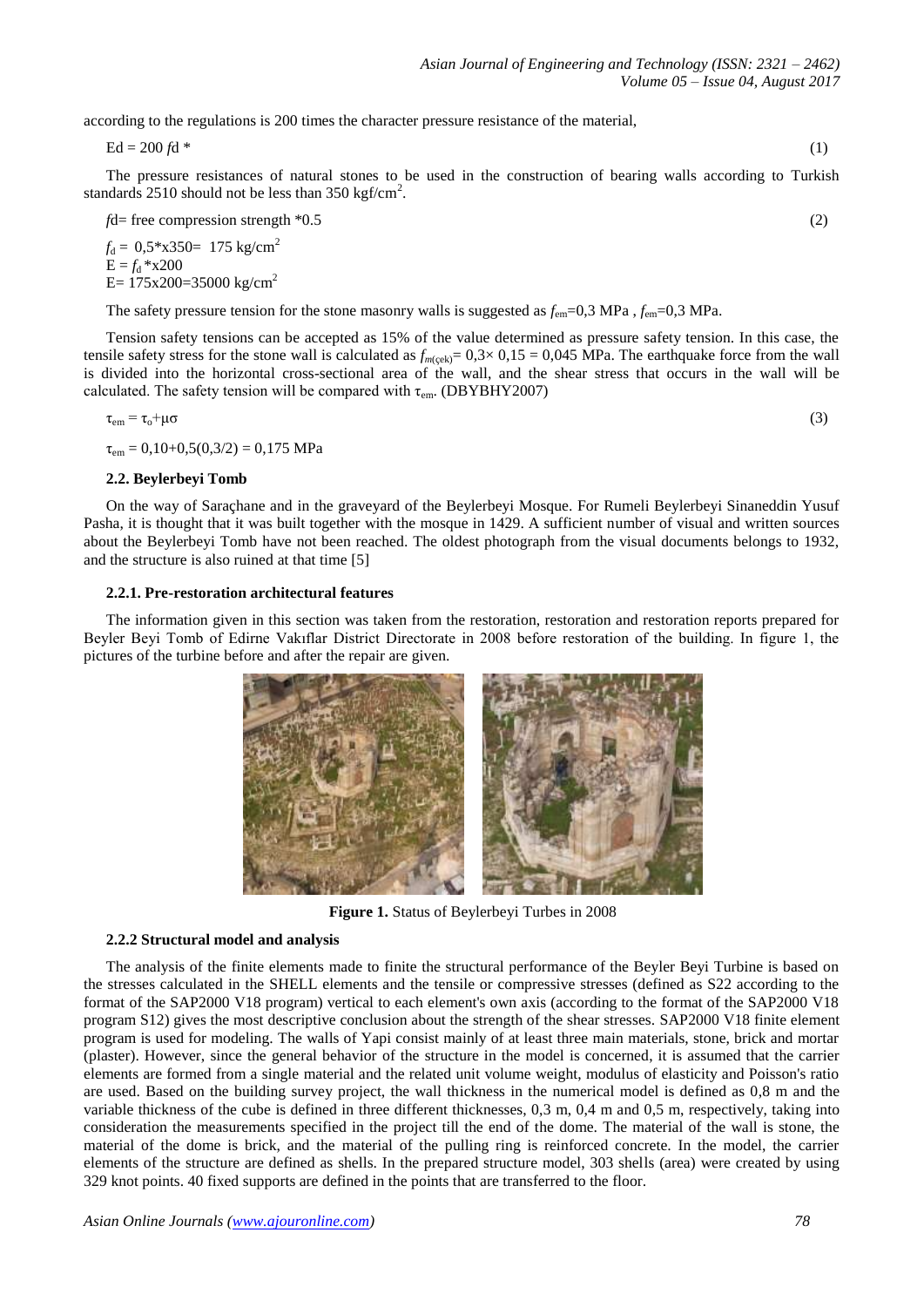according to the regulations is 200 times the character pressure resistance of the material,

$$\text{Ed} = 200\, fd\ * \quad (1)$$

The pressure resistances of natural stones to be used in the construction of bearing walls according to Turkish standards 2510 should not be less than 350 kgf/cm$^2$.

$$fd = \text{free compression strength} * 0.5 \quad (2)$$

$f_d = 0{,}5 * x350 = 175$ kg/cm$^2$

$E = f_d * x200$

$E = 175x200 = 35000$ kg/cm$^2$

The safety pressure tension for the stone masonry walls is suggested as $f_{em}=0{,}3$ MPa , $f_{em}=0{,}3$ MPa.

Tension safety tensions can be accepted as 15% of the value determined as pressure safety tension. In this case, the tensile safety stress for the stone wall is calculated as $f_{m(çek)} = 0{,}3\times 0{,}15 = 0{,}045$ MPa. The earthquake force from the wall is divided into the horizontal cross-sectional area of the wall, and the shear stress that occurs in the wall will be calculated. The safety tension will be compared with $\tau_{em}$. (DBYBHY2007)

$$\tau_{em} = \tau_o + \mu\sigma \quad (3)$$

$$\tau_{em} = 0{,}10 + 0{,}5(0{,}3/2) = 0{,}175 \text{ MPa}$$

### 2.2. Beylerbeyi Tomb

On the way of Saraçhane and in the graveyard of the Beylerbeyi Mosque. For Rumeli Beylerbeyi Sinaneddin Yusuf Pasha, it is thought that it was built together with the mosque in 1429. A sufficient number of visual and written sources about the Beylerbeyi Tomb have not been reached. The oldest photograph from the visual documents belongs to 1932, and the structure is also ruined at that time [5]

#### 2.2.1. Pre-restoration architectural features

The information given in this section was taken from the restoration, restoration and restoration reports prepared for Beyler Beyi Tomb of Edirne Vakıflar District Directorate in 2008 before restoration of the building. In figure 1, the pictures of the turbine before and after the repair are given.

**Figure 1.** Status of Beylerbeyi Turbes in 2008

#### 2.2.2 Structural model and analysis

The analysis of the finite elements made to finite the structural performance of the Beyler Beyi Turbine is based on the stresses calculated in the SHELL elements and the tensile or compressive stresses (defined as S22 according to the format of the SAP2000 V18 program) vertical to each element's own axis (according to the format of the SAP2000 V18 program S12) gives the most descriptive conclusion about the strength of the shear stresses. SAP2000 V18 finite element program is used for modeling. The walls of Yapi consist mainly of at least three main materials, stone, brick and mortar (plaster). However, since the general behavior of the structure in the model is concerned, it is assumed that the carrier elements are formed from a single material and the related unit volume weight, modulus of elasticity and Poisson's ratio are used. Based on the building survey project, the wall thickness in the numerical model is defined as 0,8 m and the variable thickness of the cube is defined in three different thicknesses, 0,3 m, 0,4 m and 0,5 m, respectively, taking into consideration the measurements specified in the project till the end of the dome. The material of the wall is stone, the material of the dome is brick, and the material of the pulling ring is reinforced concrete. In the model, the carrier elements of the structure are defined as shells. In the prepared structure model, 303 shells (area) were created by using 329 knot points. 40 fixed supports are defined in the points that are transferred to the floor.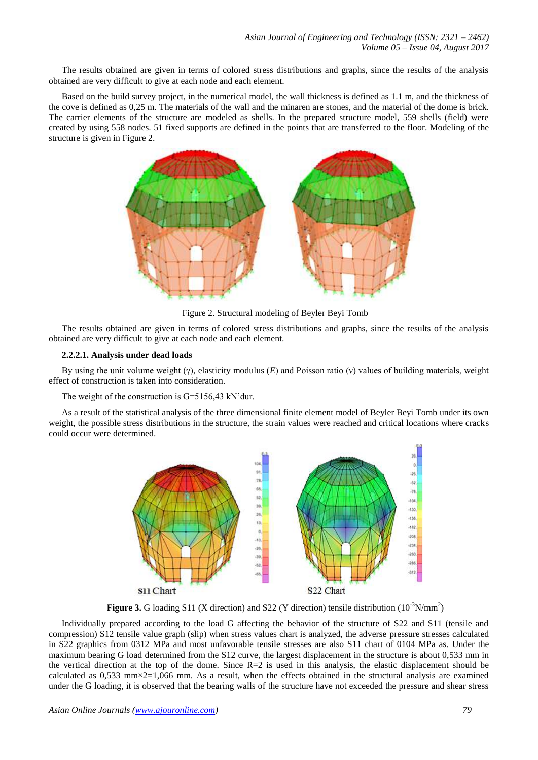The results obtained are given in terms of colored stress distributions and graphs, since the results of the analysis obtained are very difficult to give at each node and each element.

Based on the build survey project, in the numerical model, the wall thickness is defined as 1.1 m, and the thickness of the cove is defined as 0,25 m. The materials of the wall and the minaren are stones, and the material of the dome is brick. The carrier elements of the structure are modeled as shells. In the prepared structure model, 559 shells (field) were created by using 558 nodes. 51 fixed supports are defined in the points that are transferred to the floor. Modeling of the structure is given in Figure 2.

Figure 2. Structural modeling of Beyler Beyi Tomb

The results obtained are given in terms of colored stress distributions and graphs, since the results of the analysis obtained are very difficult to give at each node and each element.

#### 2.2.2.1. Analysis under dead loads

By using the unit volume weight (γ), elasticity modulus (*E*) and Poisson ratio (ν) values of building materials, weight effect of construction is taken into consideration.

The weight of the construction is G=5156,43 kN'dur.

As a result of the statistical analysis of the three dimensional finite element model of Beyler Beyi Tomb under its own weight, the possible stress distributions in the structure, the strain values were reached and critical locations where cracks could occur were determined.

**Figure 3.** G loading S11 (X direction) and S22 (Y direction) tensile distribution ($10^{-3}$N/mm$^2$)

Individually prepared according to the load G affecting the behavior of the structure of S22 and S11 (tensile and compression) S12 tensile value graph (slip) when stress values chart is analyzed, the adverse pressure stresses calculated in S22 graphics from 0312 MPa and most unfavorable tensile stresses are also S11 chart of 0104 MPa as. Under the maximum bearing G load determined from the S12 curve, the largest displacement in the structure is about 0,533 mm in the vertical direction at the top of the dome. Since R=2 is used in this analysis, the elastic displacement should be calculated as 0,533 mm×2=1,066 mm. As a result, when the effects obtained in the structural analysis are examined under the G loading, it is observed that the bearing walls of the structure have not exceeded the pressure and shear stress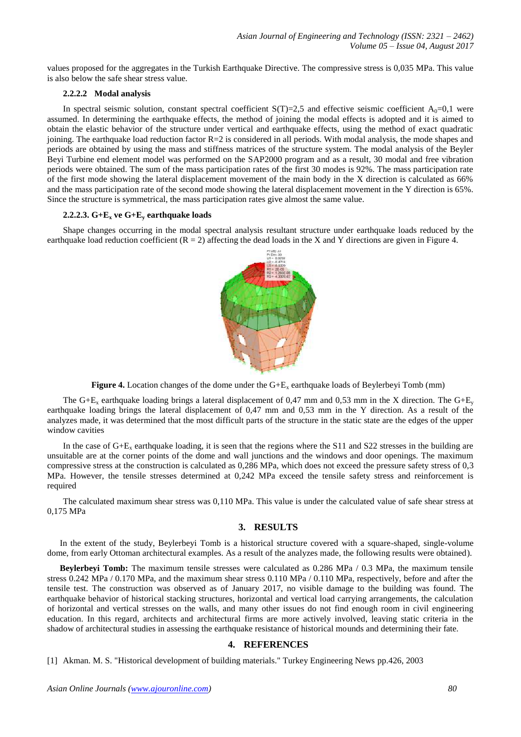values proposed for the aggregates in the Turkish Earthquake Directive. The compressive stress is 0,035 MPa. This value is also below the safe shear stress value.

#### 2.2.2.2 Modal analysis

In spectral seismic solution, constant spectral coefficient S(T)=2,5 and effective seismic coefficient $A_0$=0,1 were assumed. In determining the earthquake effects, the method of joining the modal effects is adopted and it is aimed to obtain the elastic behavior of the structure under vertical and earthquake effects, using the method of exact quadratic joining. The earthquake load reduction factor R=2 is considered in all periods. With modal analysis, the mode shapes and periods are obtained by using the mass and stiffness matrices of the structure system. The modal analysis of the Beyler Beyi Turbine end element model was performed on the SAP2000 program and as a result, 30 modal and free vibration periods were obtained. The sum of the mass participation rates of the first 30 modes is 92%. The mass participation rate of the first mode showing the lateral displacement movement of the main body in the X direction is calculated as 66% and the mass participation rate of the second mode showing the lateral displacement movement in the Y direction is 65%. Since the structure is symmetrical, the mass participation rates give almost the same value.

#### 2.2.2.3. G+$E_x$ ve G+$E_y$ earthquake loads

Shape changes occurring in the modal spectral analysis resultant structure under earthquake loads reduced by the earthquake load reduction coefficient (R = 2) affecting the dead loads in the X and Y directions are given in Figure 4.

**Figure 4.** Location changes of the dome under the G+$E_x$ earthquake loads of Beylerbeyi Tomb (mm)

The G+$E_x$ earthquake loading brings a lateral displacement of 0,47 mm and 0,53 mm in the X direction. The G+$E_y$ earthquake loading brings the lateral displacement of 0,47 mm and 0,53 mm in the Y direction. As a result of the analyzes made, it was determined that the most difficult parts of the structure in the static state are the edges of the upper window cavities

In the case of G+$E_x$ earthquake loading, it is seen that the regions where the S11 and S22 stresses in the building are unsuitable are at the corner points of the dome and wall junctions and the windows and door openings. The maximum compressive stress at the construction is calculated as 0,286 MPa, which does not exceed the pressure safety stress of 0,3 MPa. However, the tensile stresses determined at 0,242 MPa exceed the tensile safety stress and reinforcement is required

The calculated maximum shear stress was 0,110 MPa. This value is under the calculated value of safe shear stress at 0,175 MPa

## 3. RESULTS

In the extent of the study, Beylerbeyi Tomb is a historical structure covered with a square-shaped, single-volume dome, from early Ottoman architectural examples. As a result of the analyzes made, the following results were obtained).

**Beylerbeyi Tomb:** The maximum tensile stresses were calculated as 0.286 MPa / 0.3 MPa, the maximum tensile stress 0.242 MPa / 0.170 MPa, and the maximum shear stress 0.110 MPa / 0.110 MPa, respectively, before and after the tensile test. The construction was observed as of January 2017, no visible damage to the building was found. The earthquake behavior of historical stacking structures, horizontal and vertical load carrying arrangements, the calculation of horizontal and vertical stresses on the walls, and many other issues do not find enough room in civil engineering education. In this regard, architects and architectural firms are more actively involved, leaving static criteria in the shadow of architectural studies in assessing the earthquake resistance of historical mounds and determining their fate.

## 4. REFERENCES

[1] Akman. M. S. "Historical development of building materials." Turkey Engineering News pp.426, 2003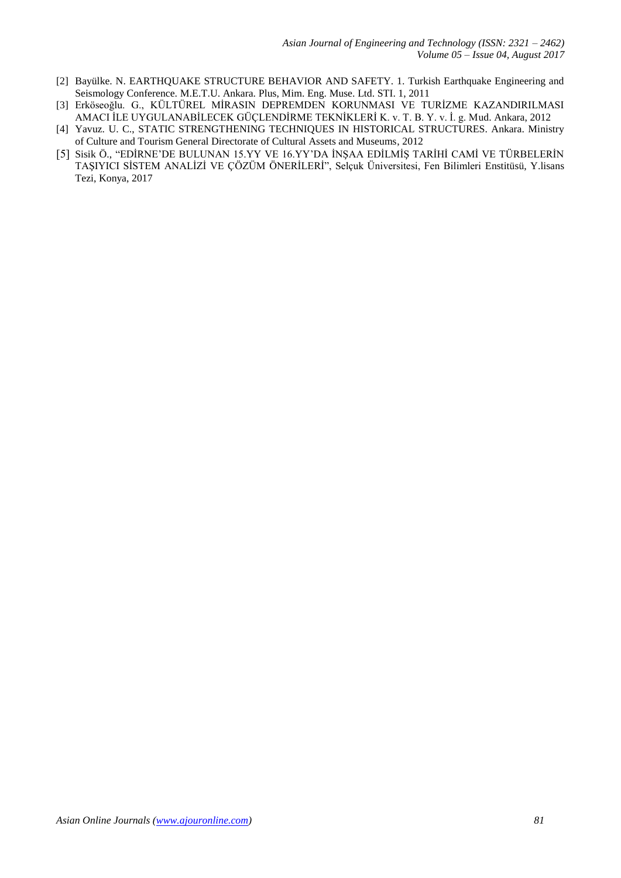[2] Bayülke. N. EARTHQUAKE STRUCTURE BEHAVIOR AND SAFETY. 1. Turkish Earthquake Engineering and Seismology Conference. M.E.T.U. Ankara. Plus, Mim. Eng. Muse. Ltd. STI. 1, 2011

[3] Erköseoğlu. G., KÜLTÜREL MİRASIN DEPREMDEN KORUNMASI VE TURİZME KAZANDIRILMASI AMACI İLE UYGULANABİLECEK GÜÇLENDİRME TEKNİKLERİ K. v. T. B. Y. v. İ. g. Mud. Ankara, 2012

[4] Yavuz. U. C., STATIC STRENGTHENING TECHNIQUES IN HISTORICAL STRUCTURES. Ankara. Ministry of Culture and Tourism General Directorate of Cultural Assets and Museums, 2012

[5] Sisik Ö., "EDİRNE'DE BULUNAN 15.YY VE 16.YY'DA İNŞAA EDİLMİŞ TARİHİ CAMİ VE TÜRBELERİN TAŞIYICI SİSTEM ANALİZİ VE ÇÖZÜM ÖNERİLERİ", Selçuk Üniversitesi, Fen Bilimleri Enstitüsü, Y.lisans Tezi, Konya, 2017